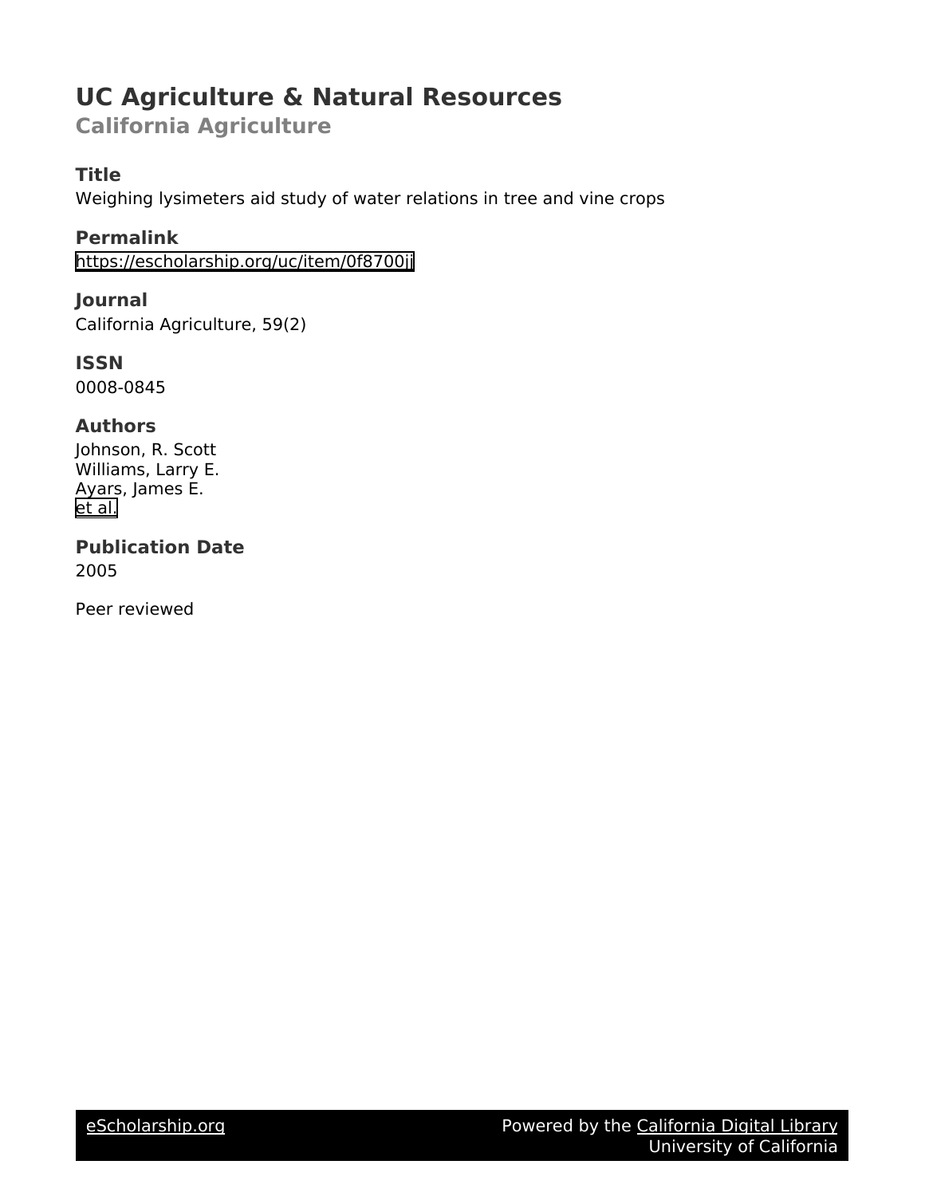# UC Agriculture & Natural Resources

## California Agriculture

### Title

Weighing lysimeters aid study of water relations in tree and vine crops

### Permalink

https://escholarship.org/uc/item/0f8700jj

### Journal

California Agriculture, 59(2)

### ISSN

0008-0845

### Authors

Johnson, R. Scott
Williams, Larry E.
Ayars, James E.
et al.

### Publication Date

2005

Peer reviewed

eScholarship.org

Powered by the California Digital Library
University of California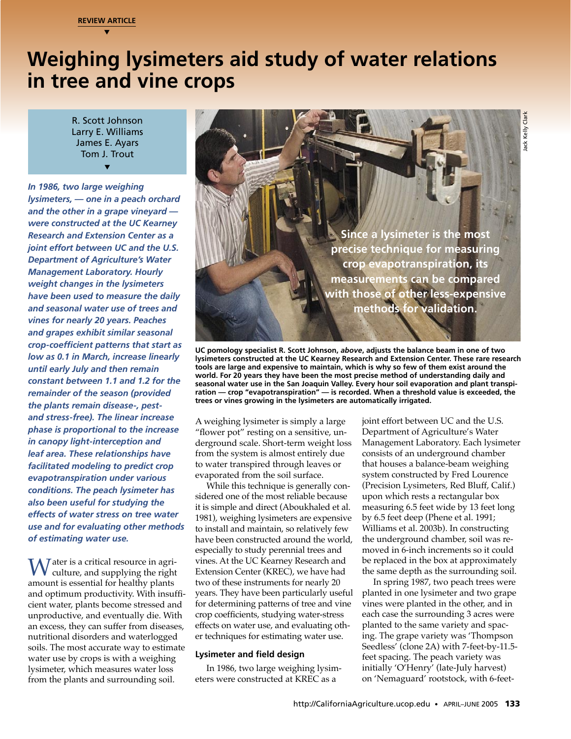REVIEW ARTICLE

# Weighing lysimeters aid study of water relations in tree and vine crops

R. Scott Johnson
Larry E. Williams
James E. Ayars
Tom J. Trout

***In 1986, two large weighing lysimeters, — one in a peach orchard and the other in a grape vineyard — were constructed at the UC Kearney Research and Extension Center as a joint effort between UC and the U.S. Department of Agriculture's Water Management Laboratory. Hourly weight changes in the lysimeters have been used to measure the daily and seasonal water use of trees and vines for nearly 20 years. Peaches and grapes exhibit similar seasonal crop-coefficient patterns that start as low as 0.1 in March, increase linearly until early July and then remain constant between 1.1 and 1.2 for the remainder of the season (provided the plants remain disease-, pest- and stress-free). The linear increase phase is proportional to the increase in canopy light-interception and leaf area. These relationships have facilitated modeling to predict crop evapotranspiration under various conditions. The peach lysimeter has also been useful for studying the effects of water stress on tree water use and for evaluating other methods of estimating water use.***

**Since a lysimeter is the most precise technique for measuring crop evapotranspiration, its measurements can be compared with those of other less-expensive methods for validation.**

Jack Kelly Clark

**UC pomology specialist R. Scott Johnson, *above*, adjusts the balance beam in one of two lysimeters constructed at the UC Kearney Research and Extension Center. These rare research tools are large and expensive to maintain, which is why so few of them exist around the world. For 20 years they have been the most precise method of understanding daily and seasonal water use in the San Joaquin Valley. Every hour soil evaporation and plant transpiration — crop "evapotranspiration" — is recorded. When a threshold value is exceeded, the trees or vines growing in the lysimeters are automatically irrigated.**

Water is a critical resource in agriculture, and supplying the right amount is essential for healthy plants and optimum productivity. With insufficient water, plants become stressed and unproductive, and eventually die. With an excess, they can suffer from diseases, nutritional disorders and waterlogged soils. The most accurate way to estimate water use by crops is with a weighing lysimeter, which measures water loss from the plants and surrounding soil.

A weighing lysimeter is simply a large "flower pot" resting on a sensitive, underground scale. Short-term weight loss from the system is almost entirely due to water transpired through leaves or evaporated from the soil surface.

While this technique is generally considered one of the most reliable because it is simple and direct (Aboukhaled et al. 1981), weighing lysimeters are expensive to install and maintain, so relatively few have been constructed around the world, especially to study perennial trees and vines. At the UC Kearney Research and Extension Center (KREC), we have had two of these instruments for nearly 20 years. They have been particularly useful for determining patterns of tree and vine crop coefficients, studying water-stress effects on water use, and evaluating other techniques for estimating water use.

### Lysimeter and field design

In 1986, two large weighing lysimeters were constructed at KREC as a joint effort between UC and the U.S. Department of Agriculture's Water Management Laboratory. Each lysimeter consists of an underground chamber that houses a balance-beam weighing system constructed by Fred Lourence (Precision Lysimeters, Red Bluff, Calif.) upon which rests a rectangular box measuring 6.5 feet wide by 13 feet long by 6.5 feet deep (Phene et al. 1991; Williams et al. 2003b). In constructing the underground chamber, soil was removed in 6-inch increments so it could be replaced in the box at approximately the same depth as the surrounding soil.

In spring 1987, two peach trees were planted in one lysimeter and two grape vines were planted in the other, and in each case the surrounding 3 acres were planted to the same variety and spacing. The grape variety was 'Thompson Seedless' (clone 2A) with 7-feet-by-11.5-feet spacing. The peach variety was initially 'O'Henry' (late-July harvest) on 'Nemaguard' rootstock, with 6-feet-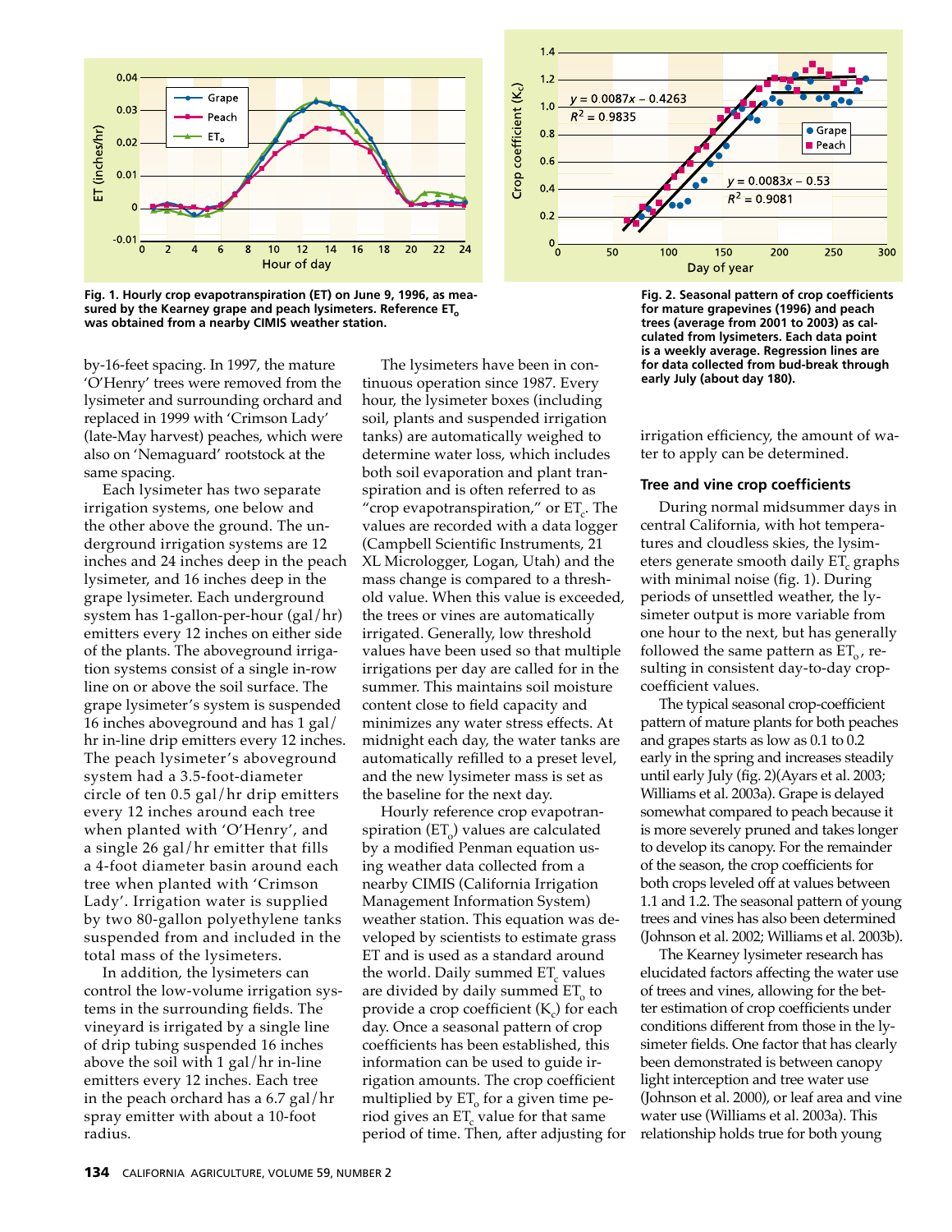Fig. 1. Hourly crop evapotranspiration (ET) on June 9, 1996, as measured by the Kearney grape and peach lysimeters. Reference $ET_o$ was obtained from a nearby CIMIS weather station.

Fig. 2. Seasonal pattern of crop coefficients for mature grapevines (1996) and peach trees (average from 2001 to 2003) as calculated from lysimeters. Each data point is a weekly average. Regression lines are for data collected from bud-break through early July (about day 180).

by-16-feet spacing. In 1997, the mature 'O'Henry' trees were removed from the lysimeter and surrounding orchard and replaced in 1999 with 'Crimson Lady' (late-May harvest) peaches, which were also on 'Nemaguard' rootstock at the same spacing.

Each lysimeter has two separate irrigation systems, one below and the other above the ground. The underground irrigation systems are 12 inches and 24 inches deep in the peach lysimeter, and 16 inches deep in the grape lysimeter. Each underground system has 1-gallon-per-hour (gal/hr) emitters every 12 inches on either side of the plants. The aboveground irrigation systems consist of a single in-row line on or above the soil surface. The grape lysimeter's system is suspended 16 inches aboveground and has 1 gal/hr in-line drip emitters every 12 inches. The peach lysimeter's aboveground system had a 3.5-foot-diameter circle of ten 0.5 gal/hr drip emitters every 12 inches around each tree when planted with 'O'Henry', and a single 26 gal/hr emitter that fills a 4-foot diameter basin around each tree when planted with 'Crimson Lady'. Irrigation water is supplied by two 80-gallon polyethylene tanks suspended from and included in the total mass of the lysimeters.

In addition, the lysimeters can control the low-volume irrigation systems in the surrounding fields. The vineyard is irrigated by a single line of drip tubing suspended 16 inches above the soil with 1 gal/hr in-line emitters every 12 inches. Each tree in the peach orchard has a 6.7 gal/hr spray emitter with about a 10-foot radius.

The lysimeters have been in continuous operation since 1987. Every hour, the lysimeter boxes (including soil, plants and suspended irrigation tanks) are automatically weighed to determine water loss, which includes both soil evaporation and plant transpiration and is often referred to as "crop evapotranspiration," or $ET_c$. The values are recorded with a data logger (Campbell Scientific Instruments, 21 XL Micrologger, Logan, Utah) and the mass change is compared to a threshold value. When this value is exceeded, the trees or vines are automatically irrigated. Generally, low threshold values have been used so that multiple irrigations per day are called for in the summer. This maintains soil moisture content close to field capacity and minimizes any water stress effects. At midnight each day, the water tanks are automatically refilled to a preset level, and the new lysimeter mass is set as the baseline for the next day.

Hourly reference crop evapotranspiration ($ET_o$) values are calculated by a modified Penman equation using weather data collected from a nearby CIMIS (California Irrigation Management Information System) weather station. This equation was developed by scientists to estimate grass ET and is used as a standard around the world. Daily summed $ET_c$ values are divided by daily summed $ET_o$ to provide a crop coefficient ($K_c$) for each day. Once a seasonal pattern of crop coefficients has been established, this information can be used to guide irrigation amounts. The crop coefficient multiplied by $ET_o$ for a given time period gives an $ET_c$ value for that same period of time. Then, after adjusting for irrigation efficiency, the amount of water to apply can be determined.

### Tree and vine crop coefficients

During normal midsummer days in central California, with hot temperatures and cloudless skies, the lysimeters generate smooth daily $ET_c$ graphs with minimal noise (fig. 1). During periods of unsettled weather, the lysimeter output is more variable from one hour to the next, but has generally followed the same pattern as $ET_o$, resulting in consistent day-to-day crop-coefficient values.

The typical seasonal crop-coefficient pattern of mature plants for both peaches and grapes starts as low as 0.1 to 0.2 early in the spring and increases steadily until early July (fig. 2)(Ayars et al. 2003; Williams et al. 2003a). Grape is delayed somewhat compared to peach because it is more severely pruned and takes longer to develop its canopy. For the remainder of the season, the crop coefficients for both crops leveled off at values between 1.1 and 1.2. The seasonal pattern of young trees and vines has also been determined (Johnson et al. 2002; Williams et al. 2003b).

The Kearney lysimeter research has elucidated factors affecting the water use of trees and vines, allowing for the better estimation of crop coefficients under conditions different from those in the lysimeter fields. One factor that has clearly been demonstrated is between canopy light interception and tree water use (Johnson et al. 2000), or leaf area and vine water use (Williams et al. 2003a). This relationship holds true for both young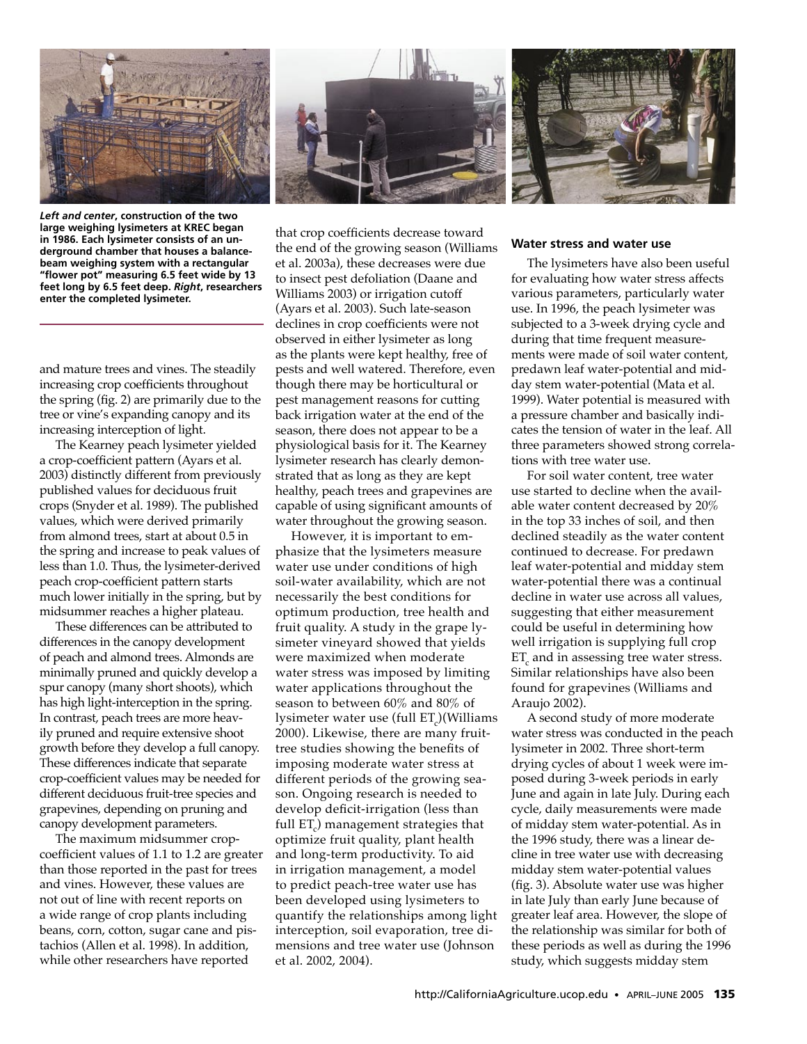***Left and center*, construction of the two large weighing lysimeters at KREC began in 1986. Each lysimeter consists of an underground chamber that houses a balance-beam weighing system with a rectangular "flower pot" measuring 6.5 feet wide by 13 feet long by 6.5 feet deep. *Right*, researchers enter the completed lysimeter.**

and mature trees and vines. The steadily increasing crop coefficients throughout the spring (fig. 2) are primarily due to the tree or vine's expanding canopy and its increasing interception of light.

The Kearney peach lysimeter yielded a crop-coefficient pattern (Ayars et al. 2003) distinctly different from previously published values for deciduous fruit crops (Snyder et al. 1989). The published values, which were derived primarily from almond trees, start at about 0.5 in the spring and increase to peak values of less than 1.0. Thus, the lysimeter-derived peach crop-coefficient pattern starts much lower initially in the spring, but by midsummer reaches a higher plateau.

These differences can be attributed to differences in the canopy development of peach and almond trees. Almonds are minimally pruned and quickly develop a spur canopy (many short shoots), which has high light-interception in the spring. In contrast, peach trees are more heavily pruned and require extensive shoot growth before they develop a full canopy. These differences indicate that separate crop-coefficient values may be needed for different deciduous fruit-tree species and grapevines, depending on pruning and canopy development parameters.

The maximum midsummer crop-coefficient values of 1.1 to 1.2 are greater than those reported in the past for trees and vines. However, these values are not out of line with recent reports on a wide range of crop plants including beans, corn, cotton, sugar cane and pistachios (Allen et al. 1998). In addition, while other researchers have reported that crop coefficients decrease toward the end of the growing season (Williams et al. 2003a), these decreases were due to insect pest defoliation (Daane and Williams 2003) or irrigation cutoff (Ayars et al. 2003). Such late-season declines in crop coefficients were not observed in either lysimeter as long as the plants were kept healthy, free of pests and well watered. Therefore, even though there may be horticultural or pest management reasons for cutting back irrigation water at the end of the season, there does not appear to be a physiological basis for it. The Kearney lysimeter research has clearly demonstrated that as long as they are kept healthy, peach trees and grapevines are capable of using significant amounts of water throughout the growing season.

However, it is important to emphasize that the lysimeters measure water use under conditions of high soil-water availability, which are not necessarily the best conditions for optimum production, tree health and fruit quality. A study in the grape lysimeter vineyard showed that yields were maximized when moderate water stress was imposed by limiting water applications throughout the season to between 60% and 80% of lysimeter water use (full $ET_c$)(Williams 2000). Likewise, there are many fruit-tree studies showing the benefits of imposing moderate water stress at different periods of the growing season. Ongoing research is needed to develop deficit-irrigation (less than full $ET_c$) management strategies that optimize fruit quality, plant health and long-term productivity. To aid in irrigation management, a model to predict peach-tree water use has been developed using lysimeters to quantify the relationships among light interception, soil evaporation, tree dimensions and tree water use (Johnson et al. 2002, 2004).

### Water stress and water use

The lysimeters have also been useful for evaluating how water stress affects various parameters, particularly water use. In 1996, the peach lysimeter was subjected to a 3-week drying cycle and during that time frequent measurements were made of soil water content, predawn leaf water-potential and midday stem water-potential (Mata et al. 1999). Water potential is measured with a pressure chamber and basically indicates the tension of water in the leaf. All three parameters showed strong correlations with tree water use.

For soil water content, tree water use started to decline when the available water content decreased by 20% in the top 33 inches of soil, and then declined steadily as the water content continued to decrease. For predawn leaf water-potential and midday stem water-potential there was a continual decline in water use across all values, suggesting that either measurement could be useful in determining how well irrigation is supplying full crop $ET_c$ and in assessing tree water stress. Similar relationships have also been found for grapevines (Williams and Araujo 2002).

A second study of more moderate water stress was conducted in the peach lysimeter in 2002. Three short-term drying cycles of about 1 week were imposed during 3-week periods in early June and again in late July. During each cycle, daily measurements were made of midday stem water-potential. As in the 1996 study, there was a linear decline in tree water use with decreasing midday stem water-potential values (fig. 3). Absolute water use was higher in late July than early June because of greater leaf area. However, the slope of the relationship was similar for both of these periods as well as during the 1996 study, which suggests midday stem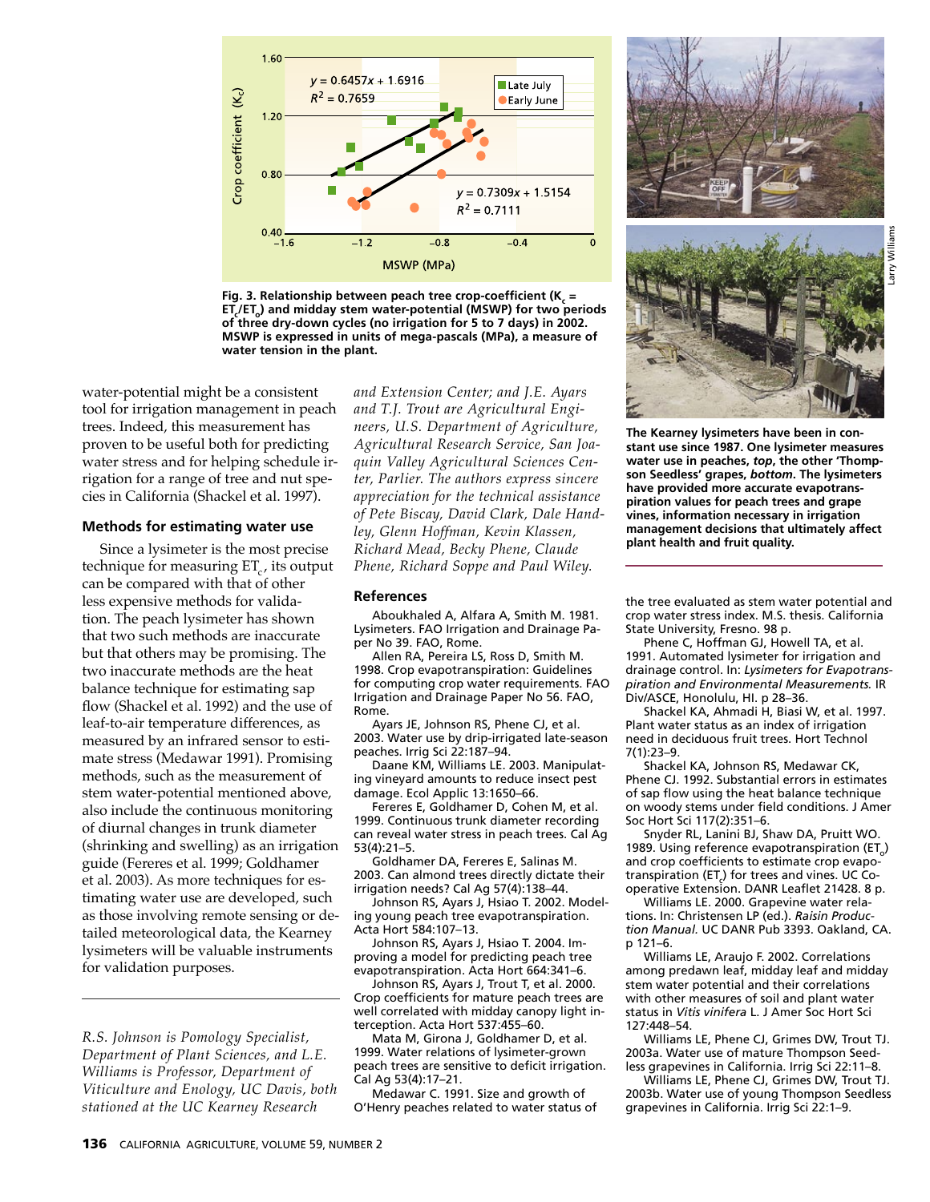1.60

$y = 0.6457x + 1.6916$

$R^2 = 0.7659$

Late July

Early June

1.20

0.80

$y = 0.7309x + 1.5154$

$R^2 = 0.7111$

0.40

Crop coefficient ($K_c$)

–1.6 –1.2 –0.8 –0.4 0

MSWP (MPa)

**Fig. 3. Relationship between peach tree crop-coefficient ($K_c = ET_c/ET_o$) and midday stem water-potential (MSWP) for two periods of three dry-down cycles (no irrigation for 5 to 7 days) in 2002. MSWP is expressed in units of mega-pascals (MPa), a measure of water tension in the plant.**

Larry Williams

**The Kearney lysimeters have been in constant use since 1987. One lysimeter measures water use in peaches, *top*, the other 'Thompson Seedless' grapes, *bottom*. The lysimeters have provided more accurate evapotranspiration values for peach trees and grape vines, information necessary in irrigation management decisions that ultimately affect plant health and fruit quality.**

water-potential might be a consistent tool for irrigation management in peach trees. Indeed, this measurement has proven to be useful both for predicting water stress and for helping schedule irrigation for a range of tree and nut species in California (Shackel et al. 1997).

### Methods for estimating water use

Since a lysimeter is the most precise technique for measuring $ET_c$, its output can be compared with that of other less expensive methods for validation. The peach lysimeter has shown that two such methods are inaccurate but that others may be promising. The two inaccurate methods are the heat balance technique for estimating sap flow (Shackel et al. 1992) and the use of leaf-to-air temperature differences, as measured by an infrared sensor to estimate stress (Medawar 1991). Promising methods, such as the measurement of stem water-potential mentioned above, also include the continuous monitoring of diurnal changes in trunk diameter (shrinking and swelling) as an irrigation guide (Fereres et al. 1999; Goldhamer et al. 2003). As more techniques for estimating water use are developed, such as those involving remote sensing or detailed meteorological data, the Kearney lysimeters will be valuable instruments for validation purposes.

---

*R.S. Johnson is Pomology Specialist, Department of Plant Sciences, and L.E. Williams is Professor, Department of Viticulture and Enology, UC Davis, both stationed at the UC Kearney Research and Extension Center; and J.E. Ayars and T.J. Trout are Agricultural Engineers, U.S. Department of Agriculture, Agricultural Research Service, San Joaquin Valley Agricultural Sciences Center, Parlier. The authors express sincere appreciation for the technical assistance of Pete Biscay, David Clark, Dale Handley, Glenn Hoffman, Kevin Klassen, Richard Mead, Becky Phene, Claude Phene, Richard Soppe and Paul Wiley.*

### References

Aboukhaled A, Alfara A, Smith M. 1981. Lysimeters. FAO Irrigation and Drainage Paper No 39. FAO, Rome.

Allen RA, Pereira LS, Ross D, Smith M. 1998. Crop evapotranspiration: Guidelines for computing crop water requirements. FAO Irrigation and Drainage Paper No 56. FAO, Rome.

Ayars JE, Johnson RS, Phene CJ, et al. 2003. Water use by drip-irrigated late-season peaches. Irrig Sci 22:187–94.

Daane KM, Williams LE. 2003. Manipulating vineyard amounts to reduce insect pest damage. Ecol Applic 13:1650–66.

Fereres E, Goldhamer D, Cohen M, et al. 1999. Continuous trunk diameter recording can reveal water stress in peach trees. Cal Ag 53(4):21–5.

Goldhamer DA, Fereres E, Salinas M. 2003. Can almond trees directly dictate their irrigation needs? Cal Ag 57(4):138–44.

Johnson RS, Ayars J, Hsiao T. 2002. Modeling young peach tree evapotranspiration. Acta Hort 584:107–13.

Johnson RS, Ayars J, Hsiao T. 2004. Improving a model for predicting peach tree evapotranspiration. Acta Hort 664:341–6.

Johnson RS, Ayars J, Trout T, et al. 2000. Crop coefficients for mature peach trees are well correlated with midday canopy light interception. Acta Hort 537:455–60.

Mata M, Girona J, Goldhamer D, et al. 1999. Water relations of lysimeter-grown peach trees are sensitive to deficit irrigation. Cal Ag 53(4):17–21.

Medawar C. 1991. Size and growth of O'Henry peaches related to water status of the tree evaluated as stem water potential and crop water stress index. M.S. thesis. California State University, Fresno. 98 p.

Phene C, Hoffman GJ, Howell TA, et al. 1991. Automated lysimeter for irrigation and drainage control. In: *Lysimeters for Evapotranspiration and Environmental Measurements.* IR Div/ASCE, Honolulu, HI. p 28–36.

Shackel KA, Ahmadi H, Biasi W, et al. 1997. Plant water status as an index of irrigation need in deciduous fruit trees. Hort Technol 7(1):23–9.

Shackel KA, Johnson RS, Medawar CK, Phene CJ. 1992. Substantial errors in estimates of sap flow using the heat balance technique on woody stems under field conditions. J Amer Soc Hort Sci 117(2):351–6.

Snyder RL, Lanini BJ, Shaw DA, Pruitt WO. 1989. Using reference evapotranspiration ($ET_o$) and crop coefficients to estimate crop evapotranspiration ($ET_c$) for trees and vines. UC Cooperative Extension. DANR Leaflet 21428. 8 p.

Williams LE. 2000. Grapevine water relations. In: Christensen LP (ed.). *Raisin Production Manual.* UC DANR Pub 3393. Oakland, CA. p 121–6.

Williams LE, Araujo F. 2002. Correlations among predawn leaf, midday leaf and midday stem water potential and their correlations with other measures of soil and plant water status in *Vitis vinifera* L. J Amer Soc Hort Sci 127:448–54.

Williams LE, Phene CJ, Grimes DW, Trout TJ. 2003a. Water use of mature Thompson Seedless grapevines in California. Irrig Sci 22:11–8.

Williams LE, Phene CJ, Grimes DW, Trout TJ. 2003b. Water use of young Thompson Seedless grapevines in California. Irrig Sci 22:1–9.